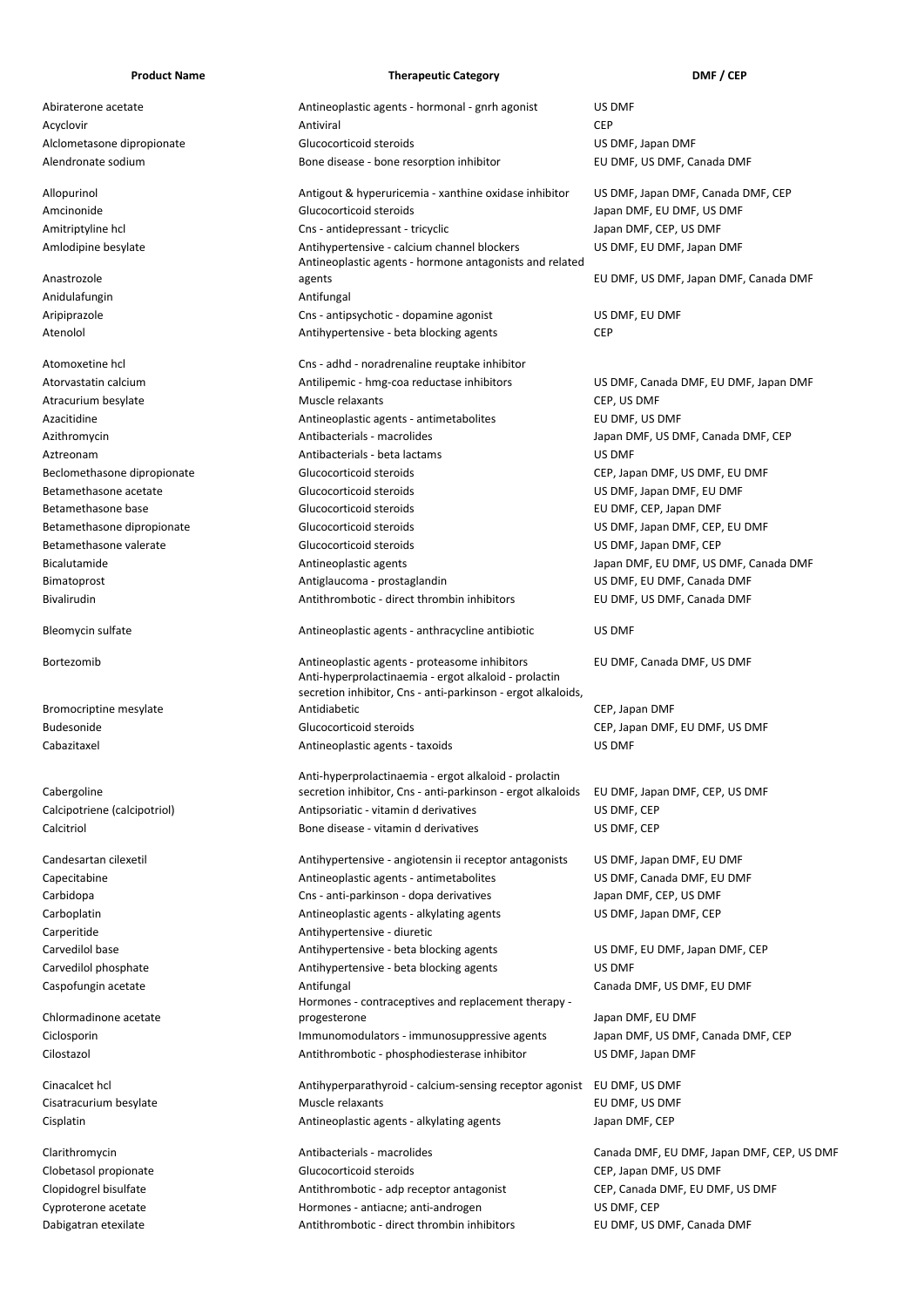| Product Name | Therapeutic Category | DMF / CEP |
|---|---|---|
| Abiraterone acetate | Antineoplastic agents - hormonal - gnrh agonist | US DMF |
| Acyclovir | Antiviral | CEP |
| Alclometasone dipropionate | Glucocorticoid steroids | US DMF, Japan DMF |
| Alendronate sodium | Bone disease - bone resorption inhibitor | EU DMF, US DMF, Canada DMF |
| Allopurinol | Antigout & hyperuricemia - xanthine oxidase inhibitor | US DMF, Japan DMF, Canada DMF, CEP |
| Amcinonide | Glucocorticoid steroids | Japan DMF, EU DMF, US DMF |
| Amitriptyline hcl | Cns - antidepressant - tricyclic | Japan DMF, CEP, US DMF |
| Amlodipine besylate | Antihypertensive - calcium channel blockers | US DMF, EU DMF, Japan DMF |
| Anastrozole | Antineoplastic agents - hormone antagonists and related agents | EU DMF, US DMF, Japan DMF, Canada DMF |
| Anidulafungin | Antifungal | |
| Aripiprazole | Cns - antipsychotic - dopamine agonist | US DMF, EU DMF |
| Atenolol | Antihypertensive - beta blocking agents | CEP |
| Atomoxetine hcl | Cns - adhd - noradrenaline reuptake inhibitor | |
| Atorvastatin calcium | Antilipemic - hmg-coa reductase inhibitors | US DMF, Canada DMF, EU DMF, Japan DMF |
| Atracurium besylate | Muscle relaxants | CEP, US DMF |
| Azacitidine | Antineoplastic agents - antimetabolites | EU DMF, US DMF |
| Azithromycin | Antibacterials - macrolides | Japan DMF, US DMF, Canada DMF, CEP |
| Aztreonam | Antibacterials - beta lactams | US DMF |
| Beclomethasone dipropionate | Glucocorticoid steroids | CEP, Japan DMF, US DMF, EU DMF |
| Betamethasone acetate | Glucocorticoid steroids | US DMF, Japan DMF, EU DMF |
| Betamethasone base | Glucocorticoid steroids | EU DMF, CEP, Japan DMF |
| Betamethasone dipropionate | Glucocorticoid steroids | US DMF, Japan DMF, CEP, EU DMF |
| Betamethasone valerate | Glucocorticoid steroids | US DMF, Japan DMF, CEP |
| Bicalutamide | Antineoplastic agents | Japan DMF, EU DMF, US DMF, Canada DMF |
| Bimatoprost | Antiglaucoma - prostaglandin | US DMF, EU DMF, Canada DMF |
| Bivalirudin | Antithrombotic - direct thrombin inhibitors | EU DMF, US DMF, Canada DMF |
| Bleomycin sulfate | Antineoplastic agents - anthracycline antibiotic | US DMF |
| Bortezomib | Antineoplastic agents - proteasome inhibitors | EU DMF, Canada DMF, US DMF |
| Bromocriptine mesylate | Anti-hyperprolactinaemia - ergot alkaloid - prolactin secretion inhibitor, Cns - anti-parkinson - ergot alkaloids, Antidiabetic | CEP, Japan DMF |
| Budesonide | Glucocorticoid steroids | CEP, Japan DMF, EU DMF, US DMF |
| Cabazitaxel | Antineoplastic agents - taxoids | US DMF |
| Cabergoline | Anti-hyperprolactinaemia - ergot alkaloid - prolactin secretion inhibitor, Cns - anti-parkinson - ergot alkaloids | EU DMF, Japan DMF, CEP, US DMF |
| Calcipotriene (calcipotriol) | Antipsoriatic - vitamin d derivatives | US DMF, CEP |
| Calcitriol | Bone disease - vitamin d derivatives | US DMF, CEP |
| Candesartan cilexetil | Antihypertensive - angiotensin ii receptor antagonists | US DMF, Japan DMF, EU DMF |
| Capecitabine | Antineoplastic agents - antimetabolites | US DMF, Canada DMF, EU DMF |
| Carbidopa | Cns - anti-parkinson - dopa derivatives | Japan DMF, CEP, US DMF |
| Carboplatin | Antineoplastic agents - alkylating agents | US DMF, Japan DMF, CEP |
| Carperitide | Antihypertensive - diuretic | |
| Carvedilol base | Antihypertensive - beta blocking agents | US DMF, EU DMF, Japan DMF, CEP |
| Carvedilol phosphate | Antihypertensive - beta blocking agents | US DMF |
| Caspofungin acetate | Antifungal | Canada DMF, US DMF, EU DMF |
| Chlormadinone acetate | Hormones - contraceptives and replacement therapy - progesterone | Japan DMF, EU DMF |
| Ciclosporin | Immunomodulators - immunosuppressive agents | Japan DMF, US DMF, Canada DMF, CEP |
| Cilostazol | Antithrombotic - phosphodiesterase inhibitor | US DMF, Japan DMF |
| Cinacalcet hcl | Antihyperparathyroid - calcium-sensing receptor agonist | EU DMF, US DMF |
| Cisatracurium besylate | Muscle relaxants | EU DMF, US DMF |
| Cisplatin | Antineoplastic agents - alkylating agents | Japan DMF, CEP |
| Clarithromycin | Antibacterials - macrolides | Canada DMF, EU DMF, Japan DMF, CEP, US DMF |
| Clobetasol propionate | Glucocorticoid steroids | CEP, Japan DMF, US DMF |
| Clopidogrel bisulfate | Antithrombotic - adp receptor antagonist | CEP, Canada DMF, EU DMF, US DMF |
| Cyproterone acetate | Hormones - antiacne; anti-androgen | US DMF, CEP |
| Dabigatran etexilate | Antithrombotic - direct thrombin inhibitors | EU DMF, US DMF, Canada DMF |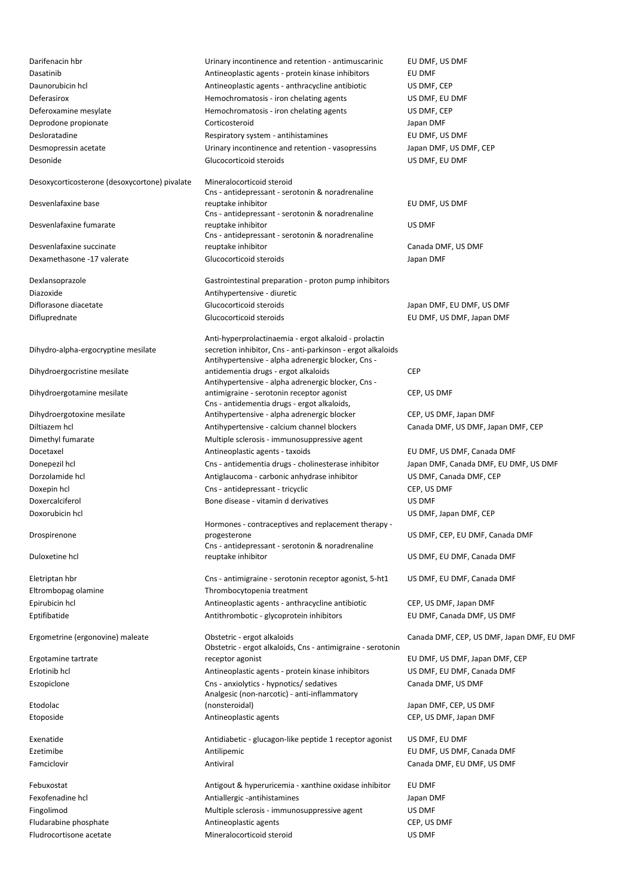| | | |
|---|---|---|
| Darifenacin hbr | Urinary incontinence and retention - antimuscarinic | EU DMF, US DMF |
| Dasatinib | Antineoplastic agents - protein kinase inhibitors | EU DMF |
| Daunorubicin hcl | Antineoplastic agents - anthracycline antibiotic | US DMF, CEP |
| Deferasirox | Hemochromatosis - iron chelating agents | US DMF, EU DMF |
| Deferoxamine mesylate | Hemochromatosis - iron chelating agents | US DMF, CEP |
| Deprodone propionate | Corticosteroid | Japan DMF |
| Desloratadine | Respiratory system - antihistamines | EU DMF, US DMF |
| Desmopressin acetate | Urinary incontinence and retention - vasopressins | Japan DMF, US DMF, CEP |
| Desonide | Glucocorticoid steroids | US DMF, EU DMF |
| Desoxycorticosterone (desoxycortone) pivalate | Mineralocorticoid steroid | |
| Desvenlafaxine base | Cns - antidepressant - serotonin & noradrenaline reuptake inhibitor | EU DMF, US DMF |
| Desvenlafaxine fumarate | Cns - antidepressant - serotonin & noradrenaline reuptake inhibitor | US DMF |
| Desvenlafaxine succinate | Cns - antidepressant - serotonin & noradrenaline reuptake inhibitor | Canada DMF, US DMF |
| Dexamethasone -17 valerate | Glucocorticoid steroids | Japan DMF |
| Dexlansoprazole | Gastrointestinal preparation - proton pump inhibitors | |
| Diazoxide | Antihypertensive - diuretic | |
| Diflorasone diacetate | Glucocorticoid steroids | Japan DMF, EU DMF, US DMF |
| Difluprednate | Glucocorticoid steroids | EU DMF, US DMF, Japan DMF |
| Dihydro-alpha-ergocryptine mesilate | Anti-hyperprolactinaemia - ergot alkaloid - prolactin secretion inhibitor, Cns - anti-parkinson - ergot alkaloids | |
| Dihydroergocristine mesilate | Antihypertensive - alpha adrenergic blocker, Cns - antidementia drugs - ergot alkaloids | CEP |
| Dihydroergotamine mesilate | Antihypertensive - alpha adrenergic blocker, Cns - antimigraine - serotonin receptor agonist | CEP, US DMF |
| Dihydroergotoxine mesilate | Cns - antidementia drugs - ergot alkaloids, Antihypertensive - alpha adrenergic blocker | CEP, US DMF, Japan DMF |
| Diltiazem hcl | Antihypertensive - calcium channel blockers | Canada DMF, US DMF, Japan DMF, CEP |
| Dimethyl fumarate | Multiple sclerosis - immunosuppressive agent | |
| Docetaxel | Antineoplastic agents - taxoids | EU DMF, US DMF, Canada DMF |
| Donepezil hcl | Cns - antidementia drugs - cholinesterase inhibitor | Japan DMF, Canada DMF, EU DMF, US DMF |
| Dorzolamide hcl | Antiglaucoma - carbonic anhydrase inhibitor | US DMF, Canada DMF, CEP |
| Doxepin hcl | Cns - antidepressant - tricyclic | CEP, US DMF |
| Doxercalciferol | Bone disease - vitamin d derivatives | US DMF |
| Doxorubicin hcl | | US DMF, Japan DMF, CEP |
| Drospirenone | Hormones - contraceptives and replacement therapy - progesterone | US DMF, CEP, EU DMF, Canada DMF |
| Duloxetine hcl | Cns - antidepressant - serotonin & noradrenaline reuptake inhibitor | US DMF, EU DMF, Canada DMF |
| Eletriptan hbr | Cns - antimigraine - serotonin receptor agonist, 5-ht1 | US DMF, EU DMF, Canada DMF |
| Eltrombopag olamine | Thrombocytopenia treatment | |
| Epirubicin hcl | Antineoplastic agents - anthracycline antibiotic | CEP, US DMF, Japan DMF |
| Eptifibatide | Antithrombotic - glycoprotein inhibitors | EU DMF, Canada DMF, US DMF |
| Ergometrine (ergonovine) maleate | Obstetric - ergot alkaloids | Canada DMF, CEP, US DMF, Japan DMF, EU DMF |
| Ergotamine tartrate | Obstetric - ergot alkaloids, Cns - antimigraine - serotonin receptor agonist | EU DMF, US DMF, Japan DMF, CEP |
| Erlotinib hcl | Antineoplastic agents - protein kinase inhibitors | US DMF, EU DMF, Canada DMF |
| Eszopiclone | Cns - anxiolytics - hypnotics/ sedatives | Canada DMF, US DMF |
| Etodolac | Analgesic (non-narcotic) - anti-inflammatory (nonsteroidal) | Japan DMF, CEP, US DMF |
| Etoposide | Antineoplastic agents | CEP, US DMF, Japan DMF |
| Exenatide | Antidiabetic - glucagon-like peptide 1 receptor agonist | US DMF, EU DMF |
| Ezetimibe | Antilipemic | EU DMF, US DMF, Canada DMF |
| Famciclovir | Antiviral | Canada DMF, EU DMF, US DMF |
| Febuxostat | Antigout & hyperuricemia - xanthine oxidase inhibitor | EU DMF |
| Fexofenadine hcl | Antiallergic -antihistamines | Japan DMF |
| Fingolimod | Multiple sclerosis - immunosuppressive agent | US DMF |
| Fludarabine phosphate | Antineoplastic agents | CEP, US DMF |
| Fludrocortisone acetate | Mineralocorticoid steroid | US DMF |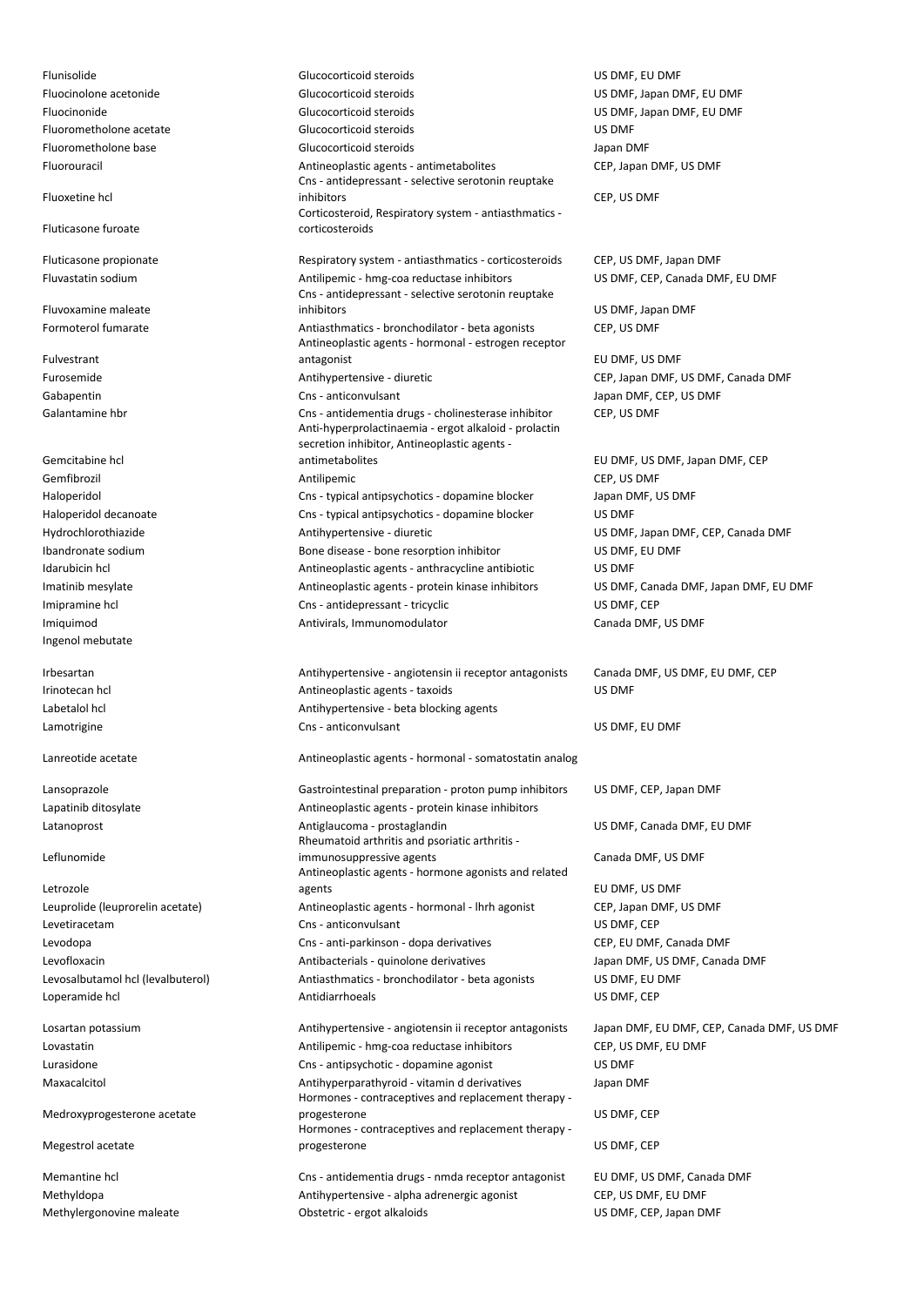| | | |
|---|---|---|
| Flunisolide | Glucocorticoid steroids | US DMF, EU DMF |
| Fluocinolone acetonide | Glucocorticoid steroids | US DMF, Japan DMF, EU DMF |
| Fluocinonide | Glucocorticoid steroids | US DMF, Japan DMF, EU DMF |
| Fluorometholone acetate | Glucocorticoid steroids | US DMF |
| Fluorometholone base | Glucocorticoid steroids | Japan DMF |
| Fluorouracil | Antineoplastic agents - antimetabolites | CEP, Japan DMF, US DMF |
| Fluoxetine hcl | Cns - antidepressant - selective serotonin reuptake inhibitors | CEP, US DMF |
| Fluticasone furoate | Corticosteroid, Respiratory system - antiasthmatics - corticosteroids | |
| Fluticasone propionate | Respiratory system - antiasthmatics - corticosteroids | CEP, US DMF, Japan DMF |
| Fluvastatin sodium | Antilipemic - hmg-coa reductase inhibitors | US DMF, CEP, Canada DMF, EU DMF |
| Fluvoxamine maleate | Cns - antidepressant - selective serotonin reuptake inhibitors | US DMF, Japan DMF |
| Formoterol fumarate | Antiasthmatics - bronchodilator - beta agonists | CEP, US DMF |
| Fulvestrant | Antineoplastic agents - hormonal - estrogen receptor antagonist | EU DMF, US DMF |
| Furosemide | Antihypertensive - diuretic | CEP, Japan DMF, US DMF, Canada DMF |
| Gabapentin | Cns - anticonvulsant | Japan DMF, CEP, US DMF |
| Galantamine hbr | Cns - antidementia drugs - cholinesterase inhibitor | CEP, US DMF |
| Gemcitabine hcl | Anti-hyperprolactinaemia - ergot alkaloid - prolactin secretion inhibitor, Antineoplastic agents - antimetabolites | EU DMF, US DMF, Japan DMF, CEP |
| Gemfibrozil | Antilipemic | CEP, US DMF |
| Haloperidol | Cns - typical antipsychotics - dopamine blocker | Japan DMF, US DMF |
| Haloperidol decanoate | Cns - typical antipsychotics - dopamine blocker | US DMF |
| Hydrochlorothiazide | Antihypertensive - diuretic | US DMF, Japan DMF, CEP, Canada DMF |
| Ibandronate sodium | Bone disease - bone resorption inhibitor | US DMF, EU DMF |
| Idarubicin hcl | Antineoplastic agents - anthracycline antibiotic | US DMF |
| Imatinib mesylate | Antineoplastic agents - protein kinase inhibitors | US DMF, Canada DMF, Japan DMF, EU DMF |
| Imipramine hcl | Cns - antidepressant - tricyclic | US DMF, CEP |
| Imiquimod | Antivirals, Immunomodulator | Canada DMF, US DMF |
| Ingenol mebutate | | |
| Irbesartan | Antihypertensive - angiotensin ii receptor antagonists | Canada DMF, US DMF, EU DMF, CEP |
| Irinotecan hcl | Antineoplastic agents - taxoids | US DMF |
| Labetalol hcl | Antihypertensive - beta blocking agents | |
| Lamotrigine | Cns - anticonvulsant | US DMF, EU DMF |
| Lanreotide acetate | Antineoplastic agents - hormonal - somatostatin analog | |
| Lansoprazole | Gastrointestinal preparation - proton pump inhibitors | US DMF, CEP, Japan DMF |
| Lapatinib ditosylate | Antineoplastic agents - protein kinase inhibitors | |
| Latanoprost | Antiglaucoma - prostaglandin | US DMF, Canada DMF, EU DMF |
| Leflunomide | Rheumatoid arthritis and psoriatic arthritis - immunosuppressive agents | Canada DMF, US DMF |
| Letrozole | Antineoplastic agents - hormone agonists and related agents | EU DMF, US DMF |
| Leuprolide (leuprorelin acetate) | Antineoplastic agents - hormonal - lhrh agonist | CEP, Japan DMF, US DMF |
| Levetiracetam | Cns - anticonvulsant | US DMF, CEP |
| Levodopa | Cns - anti-parkinson - dopa derivatives | CEP, EU DMF, Canada DMF |
| Levofloxacin | Antibacterials - quinolone derivatives | Japan DMF, US DMF, Canada DMF |
| Levosalbutamol hcl (levalbuterol) | Antiasthmatics - bronchodilator - beta agonists | US DMF, EU DMF |
| Loperamide hcl | Antidiarrhoeals | US DMF, CEP |
| Losartan potassium | Antihypertensive - angiotensin ii receptor antagonists | Japan DMF, EU DMF, CEP, Canada DMF, US DMF |
| Lovastatin | Antilipemic - hmg-coa reductase inhibitors | CEP, US DMF, EU DMF |
| Lurasidone | Cns - antipsychotic - dopamine agonist | US DMF |
| Maxacalcitol | Antihyperparathyroid - vitamin d derivatives | Japan DMF |
| Medroxyprogesterone acetate | Hormones - contraceptives and replacement therapy - progesterone | US DMF, CEP |
| Megestrol acetate | Hormones - contraceptives and replacement therapy - progesterone | US DMF, CEP |
| Memantine hcl | Cns - antidementia drugs - nmda receptor antagonist | EU DMF, US DMF, Canada DMF |
| Methyldopa | Antihypertensive - alpha adrenergic agonist | CEP, US DMF, EU DMF |
| Methylergonovine maleate | Obstetric - ergot alkaloids | US DMF, CEP, Japan DMF |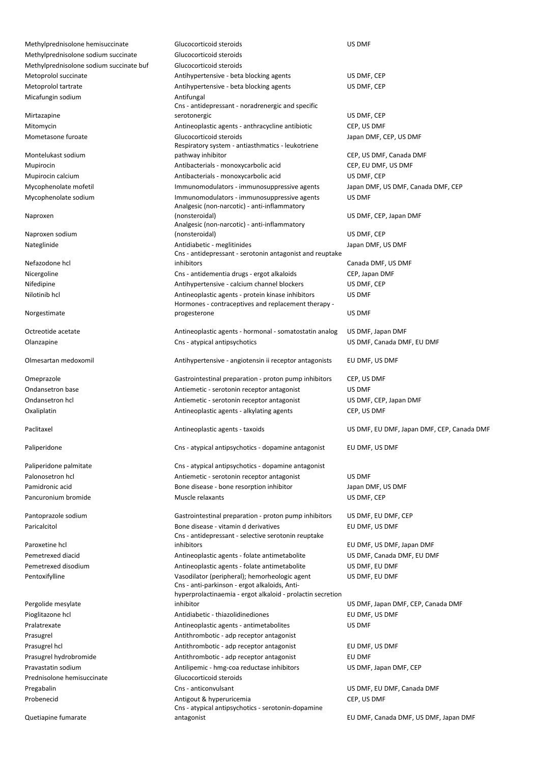| | | |
|---|---|---|
| Methylprednisolone hemisuccinate | Glucocorticoid steroids | US DMF |
| Methylprednisolone sodium succinate | Glucocorticoid steroids | |
| Methylprednisolone sodium succinate buf | Glucocorticoid steroids | |
| Metoprolol succinate | Antihypertensive - beta blocking agents | US DMF, CEP |
| Metoprolol tartrate | Antihypertensive - beta blocking agents | US DMF, CEP |
| Micafungin sodium | Antifungal | |
| Mirtazapine | Cns - antidepressant - noradrenergic and specific serotonergic | US DMF, CEP |
| Mitomycin | Antineoplastic agents - anthracycline antibiotic | CEP, US DMF |
| Mometasone furoate | Glucocorticoid steroids | Japan DMF, CEP, US DMF |
| Montelukast sodium | Respiratory system - antiasthmatics - leukotriene pathway inhibitor | CEP, US DMF, Canada DMF |
| Mupirocin | Antibacterials - monoxycarbolic acid | CEP, EU DMF, US DMF |
| Mupirocin calcium | Antibacterials - monoxycarbolic acid | US DMF, CEP |
| Mycophenolate mofetil | Immunomodulators - immunosuppressive agents | Japan DMF, US DMF, Canada DMF, CEP |
| Mycophenolate sodium | Immunomodulators - immunosuppressive agents | US DMF |
| Naproxen | Analgesic (non-narcotic) - anti-inflammatory (nonsteroidal) | US DMF, CEP, Japan DMF |
| Naproxen sodium | Analgesic (non-narcotic) - anti-inflammatory (nonsteroidal) | US DMF, CEP |
| Nateglinide | Antidiabetic - meglitinides | Japan DMF, US DMF |
| Nefazodone hcl | Cns - antidepressant - serotonin antagonist and reuptake inhibitors | Canada DMF, US DMF |
| Nicergoline | Cns - antidementia drugs - ergot alkaloids | CEP, Japan DMF |
| Nifedipine | Antihypertensive - calcium channel blockers | US DMF, CEP |
| Nilotinib hcl | Antineoplastic agents - protein kinase inhibitors | US DMF |
| Norgestimate | Hormones - contraceptives and replacement therapy - progesterone | US DMF |
| Octreotide acetate | Antineoplastic agents - hormonal - somatostatin analog | US DMF, Japan DMF |
| Olanzapine | Cns - atypical antipsychotics | US DMF, Canada DMF, EU DMF |
| Olmesartan medoxomil | Antihypertensive - angiotensin ii receptor antagonists | EU DMF, US DMF |
| Omeprazole | Gastrointestinal preparation - proton pump inhibitors | CEP, US DMF |
| Ondansetron base | Antiemetic - serotonin receptor antagonist | US DMF |
| Ondansetron hcl | Antiemetic - serotonin receptor antagonist | US DMF, CEP, Japan DMF |
| Oxaliplatin | Antineoplastic agents - alkylating agents | CEP, US DMF |
| Paclitaxel | Antineoplastic agents - taxoids | US DMF, EU DMF, Japan DMF, CEP, Canada DMF |
| Paliperidone | Cns - atypical antipsychotics - dopamine antagonist | EU DMF, US DMF |
| Paliperidone palmitate | Cns - atypical antipsychotics - dopamine antagonist | |
| Palonosetron hcl | Antiemetic - serotonin receptor antagonist | US DMF |
| Pamidronic acid | Bone disease - bone resorption inhibitor | Japan DMF, US DMF |
| Pancuronium bromide | Muscle relaxants | US DMF, CEP |
| Pantoprazole sodium | Gastrointestinal preparation - proton pump inhibitors | US DMF, EU DMF, CEP |
| Paricalcitol | Bone disease - vitamin d derivatives | EU DMF, US DMF |
| Paroxetine hcl | Cns - antidepressant - selective serotonin reuptake inhibitors | EU DMF, US DMF, Japan DMF |
| Pemetrexed diacid | Antineoplastic agents - folate antimetabolite | US DMF, Canada DMF, EU DMF |
| Pemetrexed disodium | Antineoplastic agents - folate antimetabolite | US DMF, EU DMF |
| Pentoxifylline | Vasodilator (peripheral); hemorheologic agent | US DMF, EU DMF |
| Pergolide mesylate | Cns - anti-parkinson - ergot alkaloids, Anti-hyperprolactinaemia - ergot alkaloid - prolactin secretion inhibitor | US DMF, Japan DMF, CEP, Canada DMF |
| Pioglitazone hcl | Antidiabetic - thiazolidinediones | EU DMF, US DMF |
| Pralatrexate | Antineoplastic agents - antimetabolites | US DMF |
| Prasugrel | Antithrombotic - adp receptor antagonist | |
| Prasugrel hcl | Antithrombotic - adp receptor antagonist | EU DMF, US DMF |
| Prasugrel hydrobromide | Antithrombotic - adp receptor antagonist | EU DMF |
| Pravastatin sodium | Antilipemic - hmg-coa reductase inhibitors | US DMF, Japan DMF, CEP |
| Prednisolone hemisuccinate | Glucocorticoid steroids | |
| Pregabalin | Cns - anticonvulsant | US DMF, EU DMF, Canada DMF |
| Probenecid | Antigout & hyperuricemia | CEP, US DMF |
| Quetiapine fumarate | Cns - atypical antipsychotics - serotonin-dopamine antagonist | EU DMF, Canada DMF, US DMF, Japan DMF |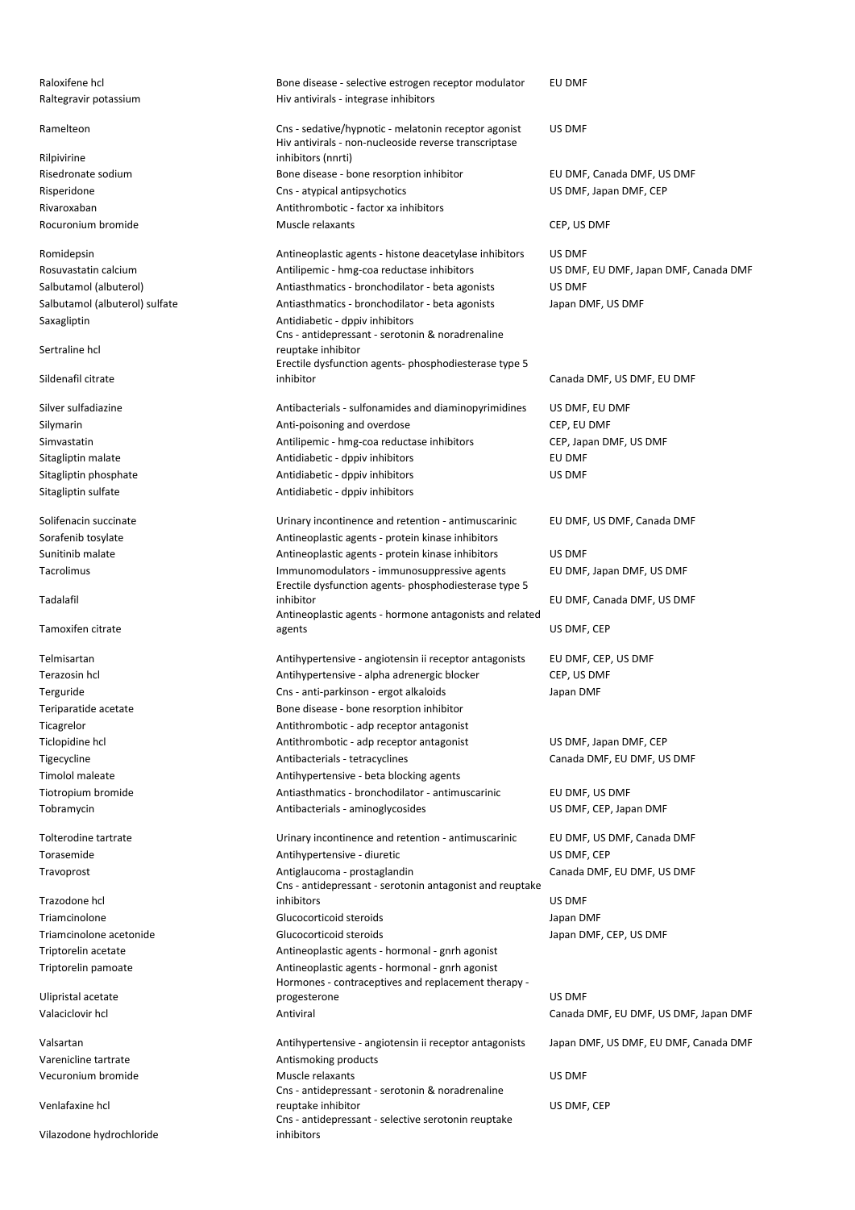| | | |
|---|---|---|
| Raloxifene hcl | Bone disease - selective estrogen receptor modulator | EU DMF |
| Raltegravir potassium | Hiv antivirals - integrase inhibitors | |
| Ramelteon | Cns - sedative/hypnotic - melatonin receptor agonist | US DMF |
| Rilpivirine | Hiv antivirals - non-nucleoside reverse transcriptase inhibitors (nnrti) | |
| Risedronate sodium | Bone disease - bone resorption inhibitor | EU DMF, Canada DMF, US DMF |
| Risperidone | Cns - atypical antipsychotics | US DMF, Japan DMF, CEP |
| Rivaroxaban | Antithrombotic - factor xa inhibitors | |
| Rocuronium bromide | Muscle relaxants | CEP, US DMF |
| Romidepsin | Antineoplastic agents - histone deacetylase inhibitors | US DMF |
| Rosuvastatin calcium | Antilipemic - hmg-coa reductase inhibitors | US DMF, EU DMF, Japan DMF, Canada DMF |
| Salbutamol (albuterol) | Antiasthmatics - bronchodilator - beta agonists | US DMF |
| Salbutamol (albuterol) sulfate | Antiasthmatics - bronchodilator - beta agonists | Japan DMF, US DMF |
| Saxagliptin | Antidiabetic - dppiv inhibitors | |
| Sertraline hcl | Cns - antidepressant - serotonin & noradrenaline reuptake inhibitor | |
| Sildenafil citrate | Erectile dysfunction agents- phosphodiesterase type 5 inhibitor | Canada DMF, US DMF, EU DMF |
| Silver sulfadiazine | Antibacterials - sulfonamides and diaminopyrimidines | US DMF, EU DMF |
| Silymarin | Anti-poisoning and overdose | CEP, EU DMF |
| Simvastatin | Antilipemic - hmg-coa reductase inhibitors | CEP, Japan DMF, US DMF |
| Sitagliptin malate | Antidiabetic - dppiv inhibitors | EU DMF |
| Sitagliptin phosphate | Antidiabetic - dppiv inhibitors | US DMF |
| Sitagliptin sulfate | Antidiabetic - dppiv inhibitors | |
| Solifenacin succinate | Urinary incontinence and retention - antimuscarinic | EU DMF, US DMF, Canada DMF |
| Sorafenib tosylate | Antineoplastic agents - protein kinase inhibitors | |
| Sunitinib malate | Antineoplastic agents - protein kinase inhibitors | US DMF |
| Tacrolimus | Immunomodulators - immunosuppressive agents | EU DMF, Japan DMF, US DMF |
| Tadalafil | Erectile dysfunction agents- phosphodiesterase type 5 inhibitor | EU DMF, Canada DMF, US DMF |
| Tamoxifen citrate | Antineoplastic agents - hormone antagonists and related agents | US DMF, CEP |
| Telmisartan | Antihypertensive - angiotensin ii receptor antagonists | EU DMF, CEP, US DMF |
| Terazosin hcl | Antihypertensive - alpha adrenergic blocker | CEP, US DMF |
| Terguride | Cns - anti-parkinson - ergot alkaloids | Japan DMF |
| Teriparatide acetate | Bone disease - bone resorption inhibitor | |
| Ticagrelor | Antithrombotic - adp receptor antagonist | |
| Ticlopidine hcl | Antithrombotic - adp receptor antagonist | US DMF, Japan DMF, CEP |
| Tigecycline | Antibacterials - tetracyclines | Canada DMF, EU DMF, US DMF |
| Timolol maleate | Antihypertensive - beta blocking agents | |
| Tiotropium bromide | Antiasthmatics - bronchodilator - antimuscarinic | EU DMF, US DMF |
| Tobramycin | Antibacterials - aminoglycosides | US DMF, CEP, Japan DMF |
| Tolterodine tartrate | Urinary incontinence and retention - antimuscarinic | EU DMF, US DMF, Canada DMF |
| Torasemide | Antihypertensive - diuretic | US DMF, CEP |
| Travoprost | Antiglaucoma - prostaglandin | Canada DMF, EU DMF, US DMF |
| Trazodone hcl | Cns - antidepressant - serotonin antagonist and reuptake inhibitors | US DMF |
| Triamcinolone | Glucocorticoid steroids | Japan DMF |
| Triamcinolone acetonide | Glucocorticoid steroids | Japan DMF, CEP, US DMF |
| Triptorelin acetate | Antineoplastic agents - hormonal - gnrh agonist | |
| Triptorelin pamoate | Antineoplastic agents - hormonal - gnrh agonist | |
| Ulipristal acetate | Hormones - contraceptives and replacement therapy - progesterone | US DMF |
| Valaciclovir hcl | Antiviral | Canada DMF, EU DMF, US DMF, Japan DMF |
| Valsartan | Antihypertensive - angiotensin ii receptor antagonists | Japan DMF, US DMF, EU DMF, Canada DMF |
| Varenicline tartrate | Antismoking products | |
| Vecuronium bromide | Muscle relaxants | US DMF |
| Venlafaxine hcl | Cns - antidepressant - serotonin & noradrenaline reuptake inhibitor | US DMF, CEP |
| Vilazodone hydrochloride | Cns - antidepressant - selective serotonin reuptake inhibitors | |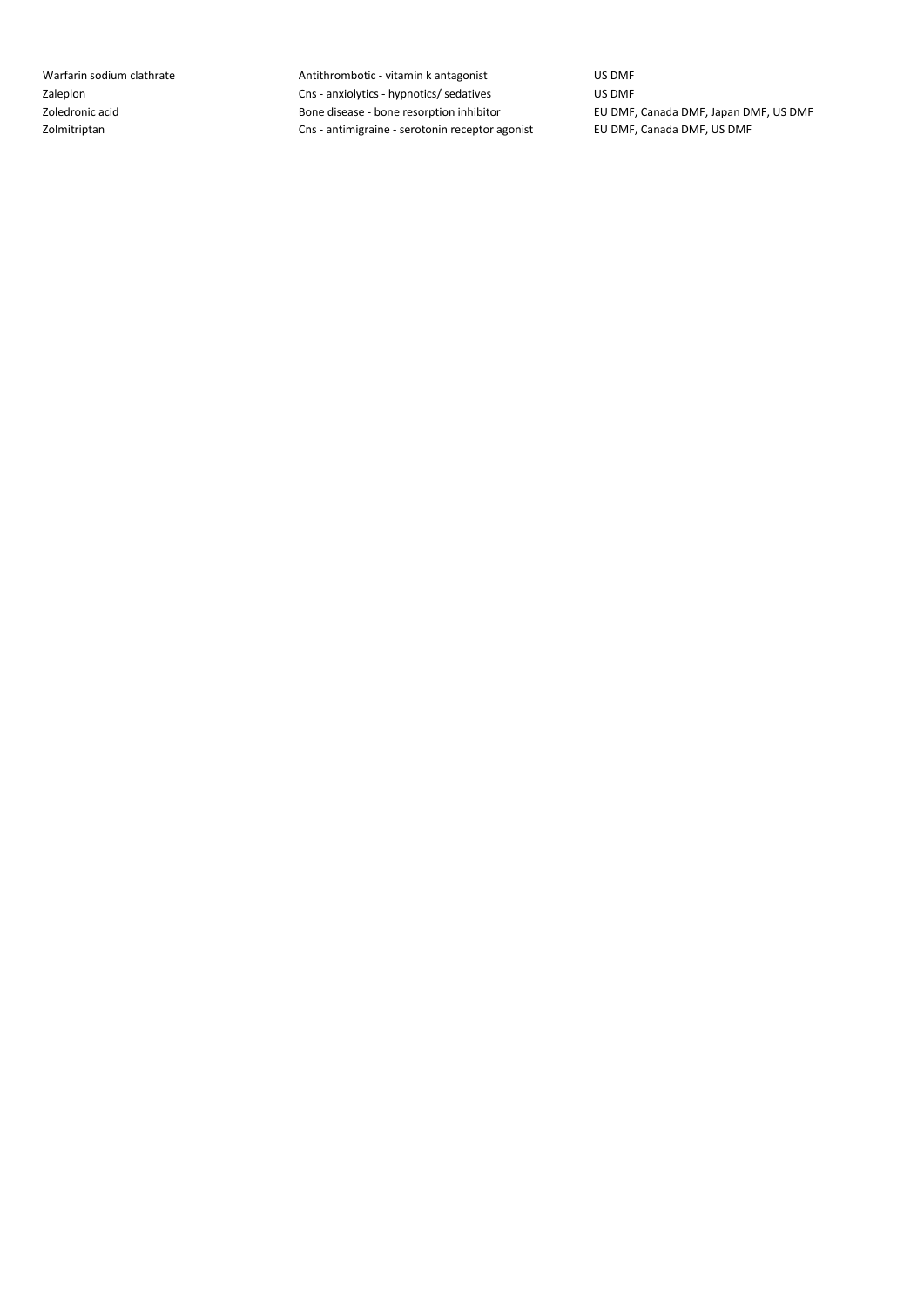| | | |
|---|---|---|
| Warfarin sodium clathrate | Antithrombotic - vitamin k antagonist | US DMF |
| Zaleplon | Cns - anxiolytics - hypnotics/ sedatives | US DMF |
| Zoledronic acid | Bone disease - bone resorption inhibitor | EU DMF, Canada DMF, Japan DMF, US DMF |
| Zolmitriptan | Cns - antimigraine - serotonin receptor agonist | EU DMF, Canada DMF, US DMF |